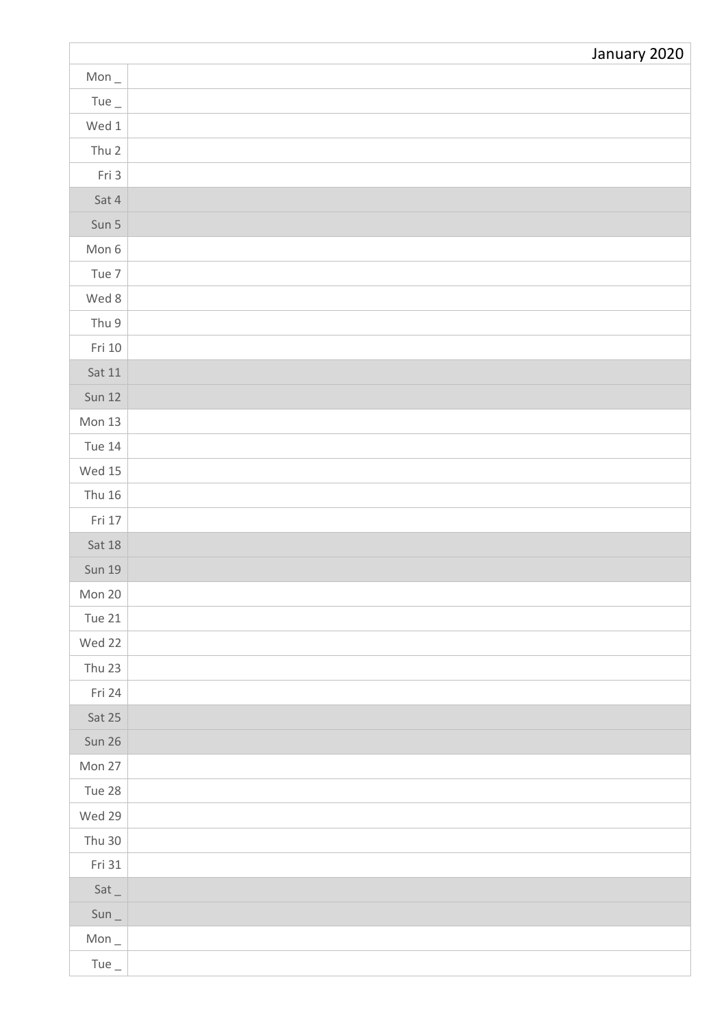| | January 2020 |
|---|---|
| Mon _ | |
| Tue _ | |
| Wed 1 | |
| Thu 2 | |
| Fri 3 | |
| Sat 4 | |
| Sun 5 | |
| Mon 6 | |
| Tue 7 | |
| Wed 8 | |
| Thu 9 | |
| Fri 10 | |
| Sat 11 | |
| Sun 12 | |
| Mon 13 | |
| Tue 14 | |
| Wed 15 | |
| Thu 16 | |
| Fri 17 | |
| Sat 18 | |
| Sun 19 | |
| Mon 20 | |
| Tue 21 | |
| Wed 22 | |
| Thu 23 | |
| Fri 24 | |
| Sat 25 | |
| Sun 26 | |
| Mon 27 | |
| Tue 28 | |
| Wed 29 | |
| Thu 30 | |
| Fri 31 | |
| Sat _ | |
| Sun _ | |
| Mon _ | |
| Tue _ | |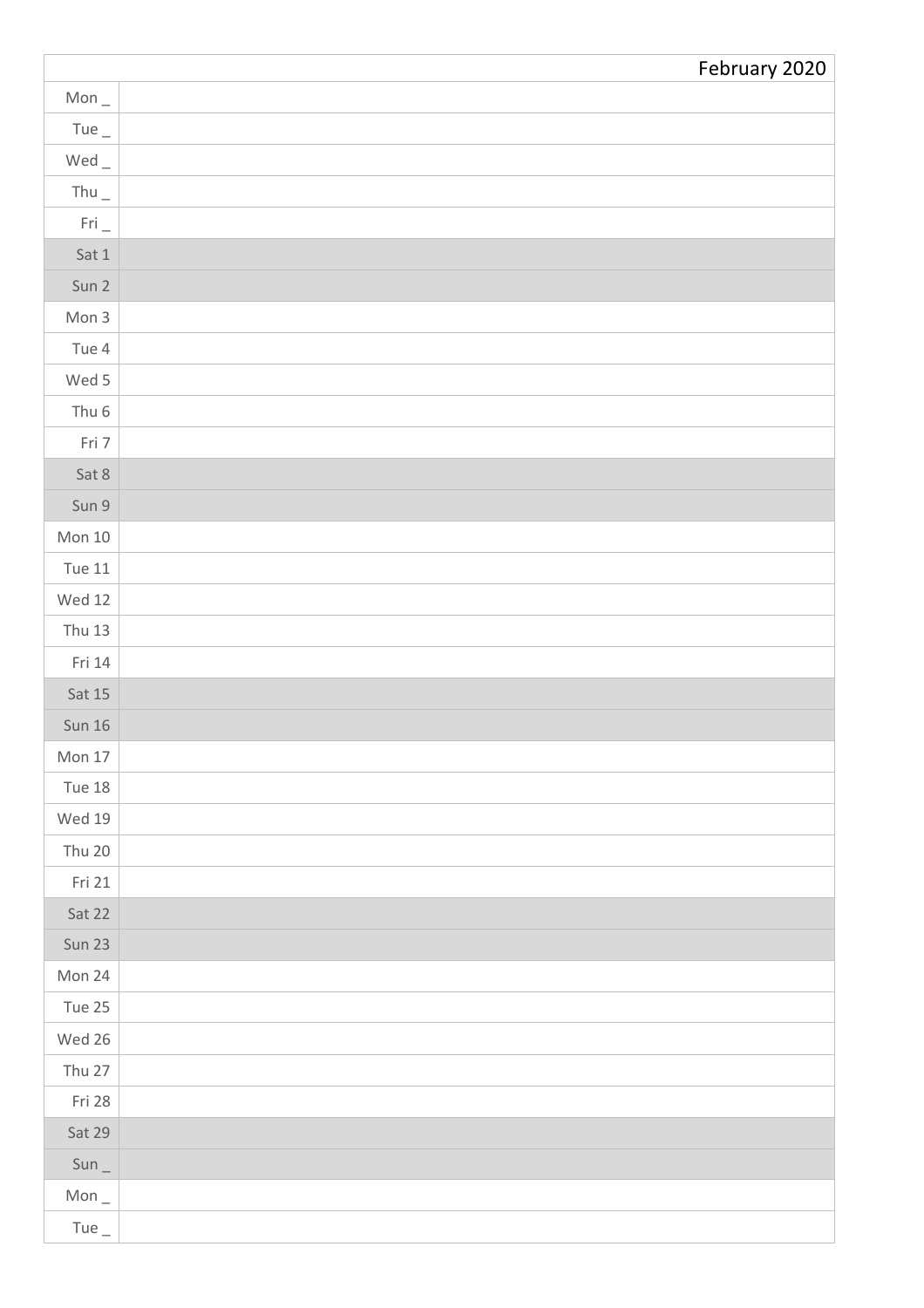| February 2020 | |
|---|---|
| Mon _ | |
| Tue _ | |
| Wed _ | |
| Thu _ | |
| Fri _ | |
| Sat 1 | |
| Sun 2 | |
| Mon 3 | |
| Tue 4 | |
| Wed 5 | |
| Thu 6 | |
| Fri 7 | |
| Sat 8 | |
| Sun 9 | |
| Mon 10 | |
| Tue 11 | |
| Wed 12 | |
| Thu 13 | |
| Fri 14 | |
| Sat 15 | |
| Sun 16 | |
| Mon 17 | |
| Tue 18 | |
| Wed 19 | |
| Thu 20 | |
| Fri 21 | |
| Sat 22 | |
| Sun 23 | |
| Mon 24 | |
| Tue 25 | |
| Wed 26 | |
| Thu 27 | |
| Fri 28 | |
| Sat 29 | |
| Sun _ | |
| Mon _ | |
| Tue _ | |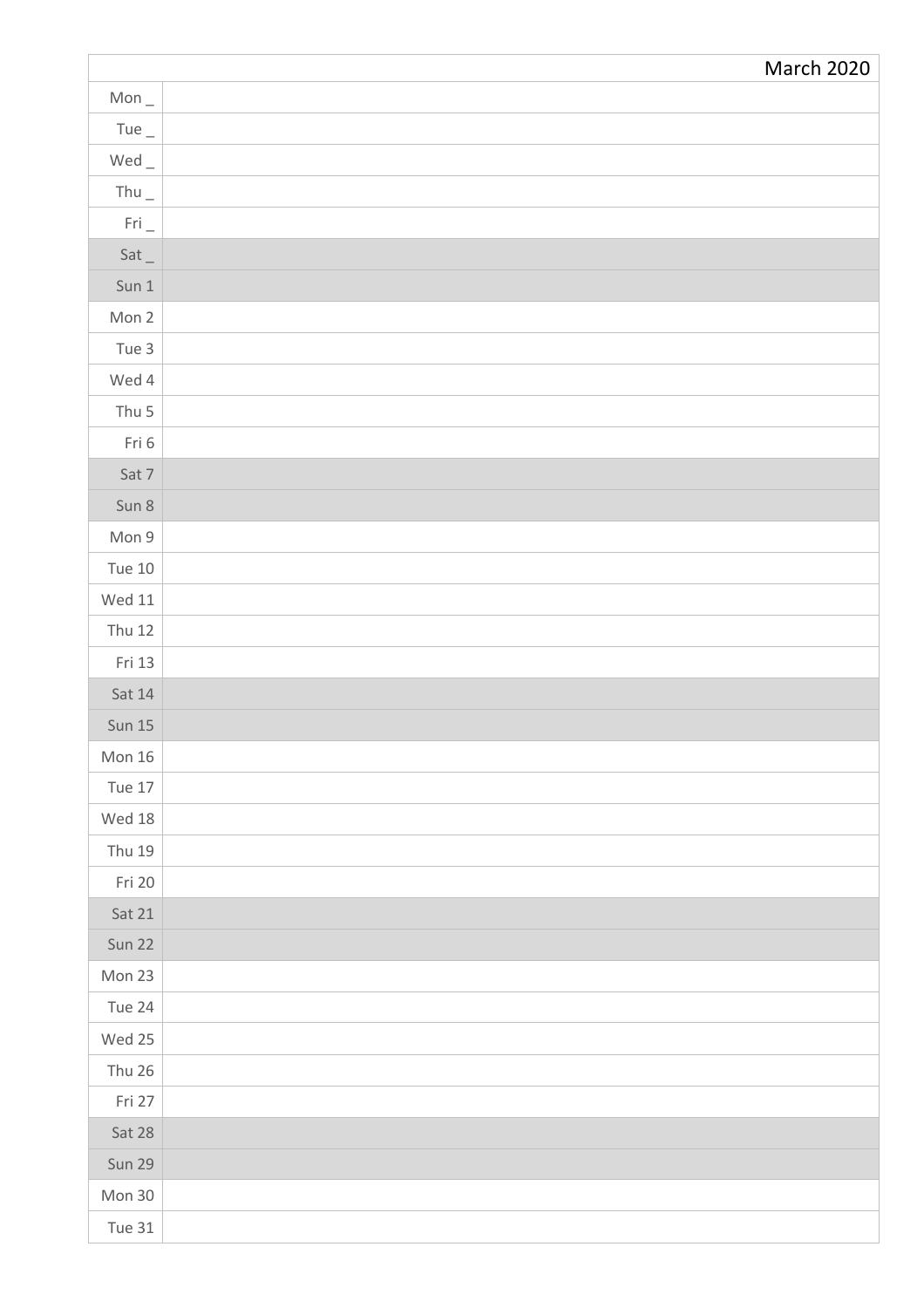| | March 2020 |
|---|---|
| Mon _ | |
| Tue _ | |
| Wed _ | |
| Thu _ | |
| Fri _ | |
| Sat _ | |
| Sun 1 | |
| Mon 2 | |
| Tue 3 | |
| Wed 4 | |
| Thu 5 | |
| Fri 6 | |
| Sat 7 | |
| Sun 8 | |
| Mon 9 | |
| Tue 10 | |
| Wed 11 | |
| Thu 12 | |
| Fri 13 | |
| Sat 14 | |
| Sun 15 | |
| Mon 16 | |
| Tue 17 | |
| Wed 18 | |
| Thu 19 | |
| Fri 20 | |
| Sat 21 | |
| Sun 22 | |
| Mon 23 | |
| Tue 24 | |
| Wed 25 | |
| Thu 26 | |
| Fri 27 | |
| Sat 28 | |
| Sun 29 | |
| Mon 30 | |
| Tue 31 | |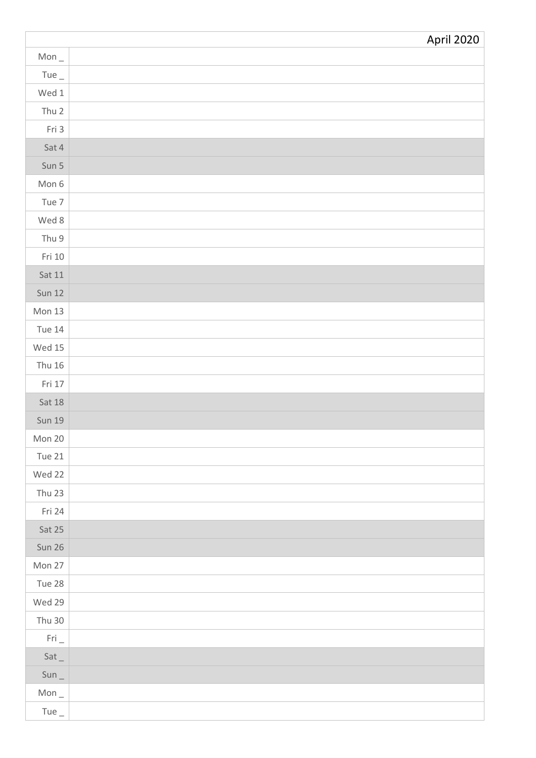| April 2020 | |
|---|---|
| Mon _ | |
| Tue _ | |
| Wed 1 | |
| Thu 2 | |
| Fri 3 | |
| Sat 4 | |
| Sun 5 | |
| Mon 6 | |
| Tue 7 | |
| Wed 8 | |
| Thu 9 | |
| Fri 10 | |
| Sat 11 | |
| Sun 12 | |
| Mon 13 | |
| Tue 14 | |
| Wed 15 | |
| Thu 16 | |
| Fri 17 | |
| Sat 18 | |
| Sun 19 | |
| Mon 20 | |
| Tue 21 | |
| Wed 22 | |
| Thu 23 | |
| Fri 24 | |
| Sat 25 | |
| Sun 26 | |
| Mon 27 | |
| Tue 28 | |
| Wed 29 | |
| Thu 30 | |
| Fri _ | |
| Sat _ | |
| Sun _ | |
| Mon _ | |
| Tue _ | |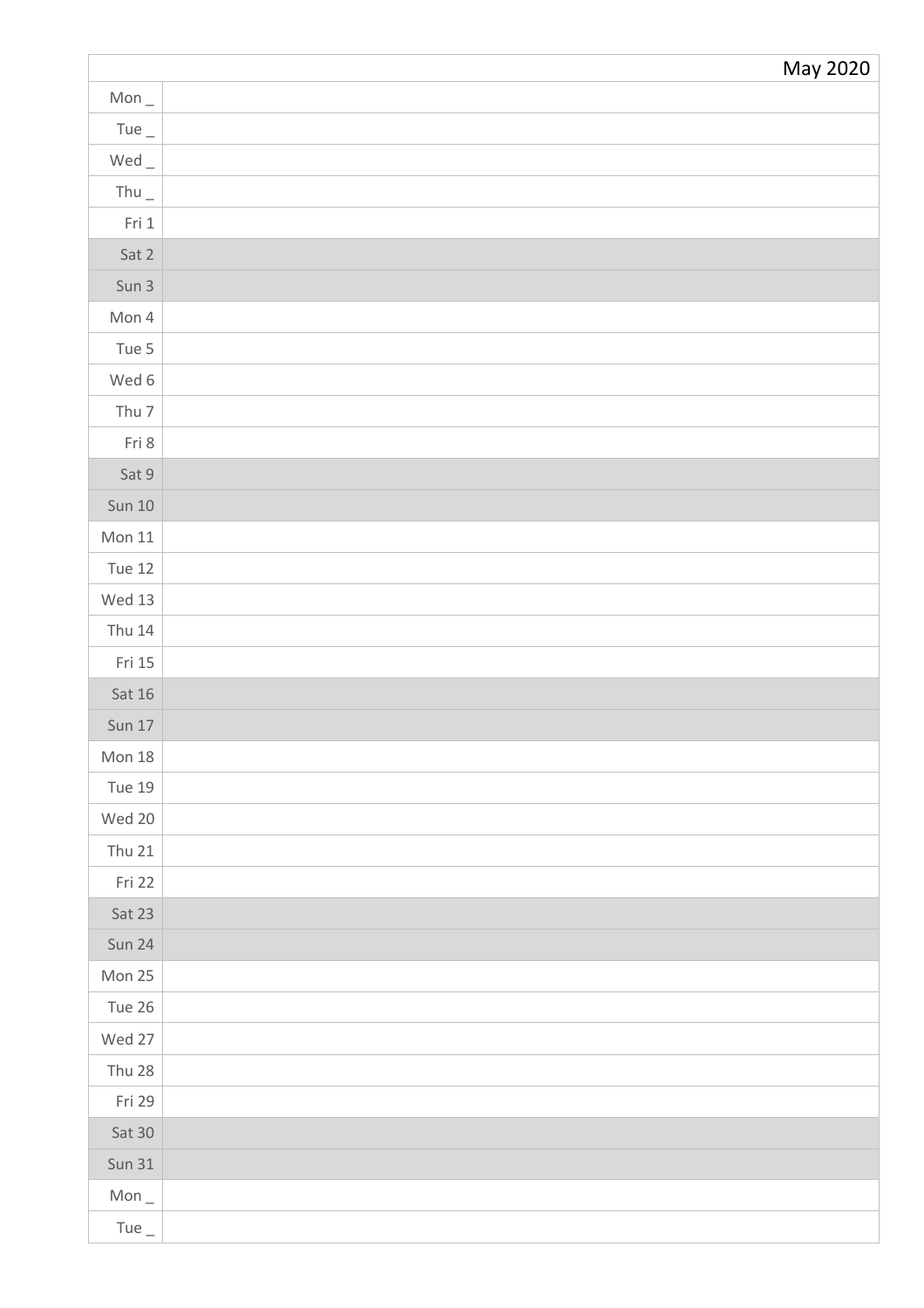| | May 2020 |
|---|---|
| Mon _ | |
| Tue _ | |
| Wed _ | |
| Thu _ | |
| Fri 1 | |
| Sat 2 | |
| Sun 3 | |
| Mon 4 | |
| Tue 5 | |
| Wed 6 | |
| Thu 7 | |
| Fri 8 | |
| Sat 9 | |
| Sun 10 | |
| Mon 11 | |
| Tue 12 | |
| Wed 13 | |
| Thu 14 | |
| Fri 15 | |
| Sat 16 | |
| Sun 17 | |
| Mon 18 | |
| Tue 19 | |
| Wed 20 | |
| Thu 21 | |
| Fri 22 | |
| Sat 23 | |
| Sun 24 | |
| Mon 25 | |
| Tue 26 | |
| Wed 27 | |
| Thu 28 | |
| Fri 29 | |
| Sat 30 | |
| Sun 31 | |
| Mon _ | |
| Tue _ | |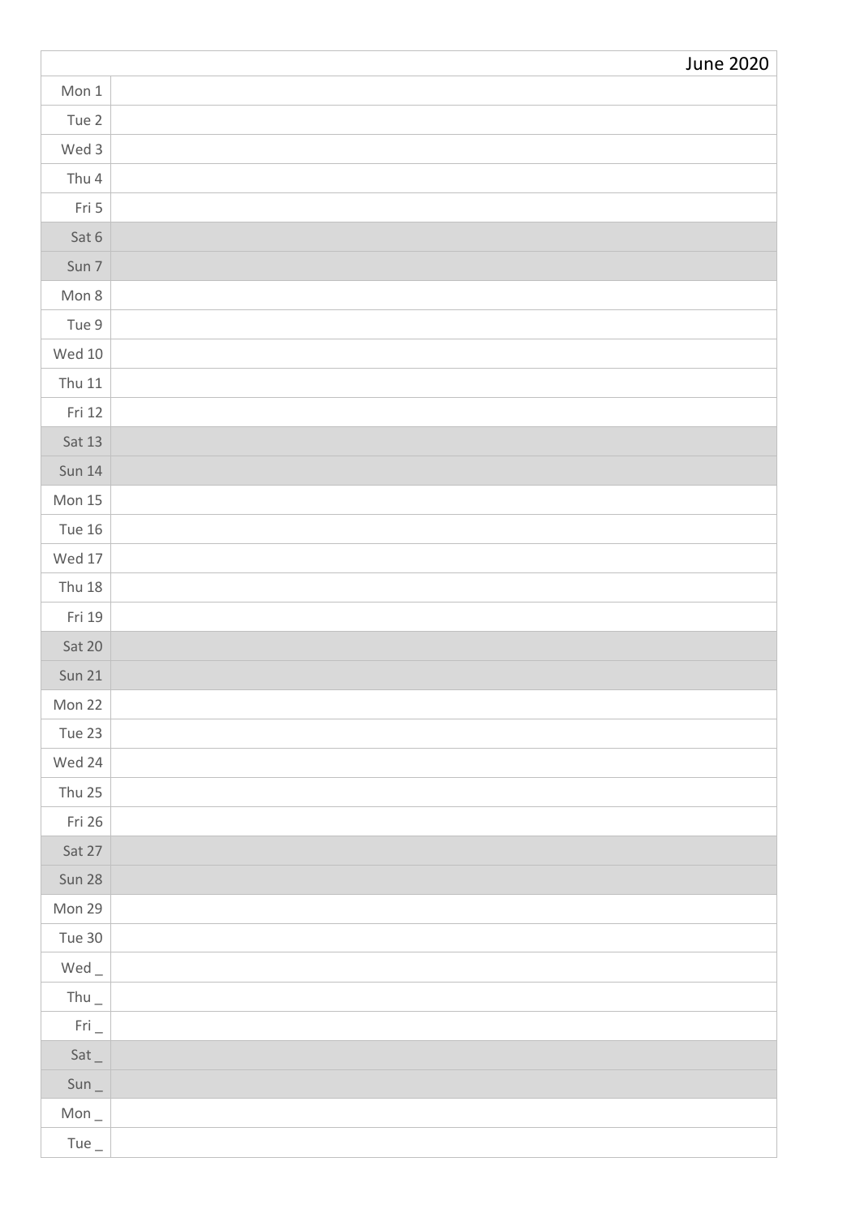| June 2020 | |
|---|---|
| Mon 1 | |
| Tue 2 | |
| Wed 3 | |
| Thu 4 | |
| Fri 5 | |
| Sat 6 | |
| Sun 7 | |
| Mon 8 | |
| Tue 9 | |
| Wed 10 | |
| Thu 11 | |
| Fri 12 | |
| Sat 13 | |
| Sun 14 | |
| Mon 15 | |
| Tue 16 | |
| Wed 17 | |
| Thu 18 | |
| Fri 19 | |
| Sat 20 | |
| Sun 21 | |
| Mon 22 | |
| Tue 23 | |
| Wed 24 | |
| Thu 25 | |
| Fri 26 | |
| Sat 27 | |
| Sun 28 | |
| Mon 29 | |
| Tue 30 | |
| Wed _ | |
| Thu _ | |
| Fri _ | |
| Sat _ | |
| Sun _ | |
| Mon _ | |
| Tue _ | |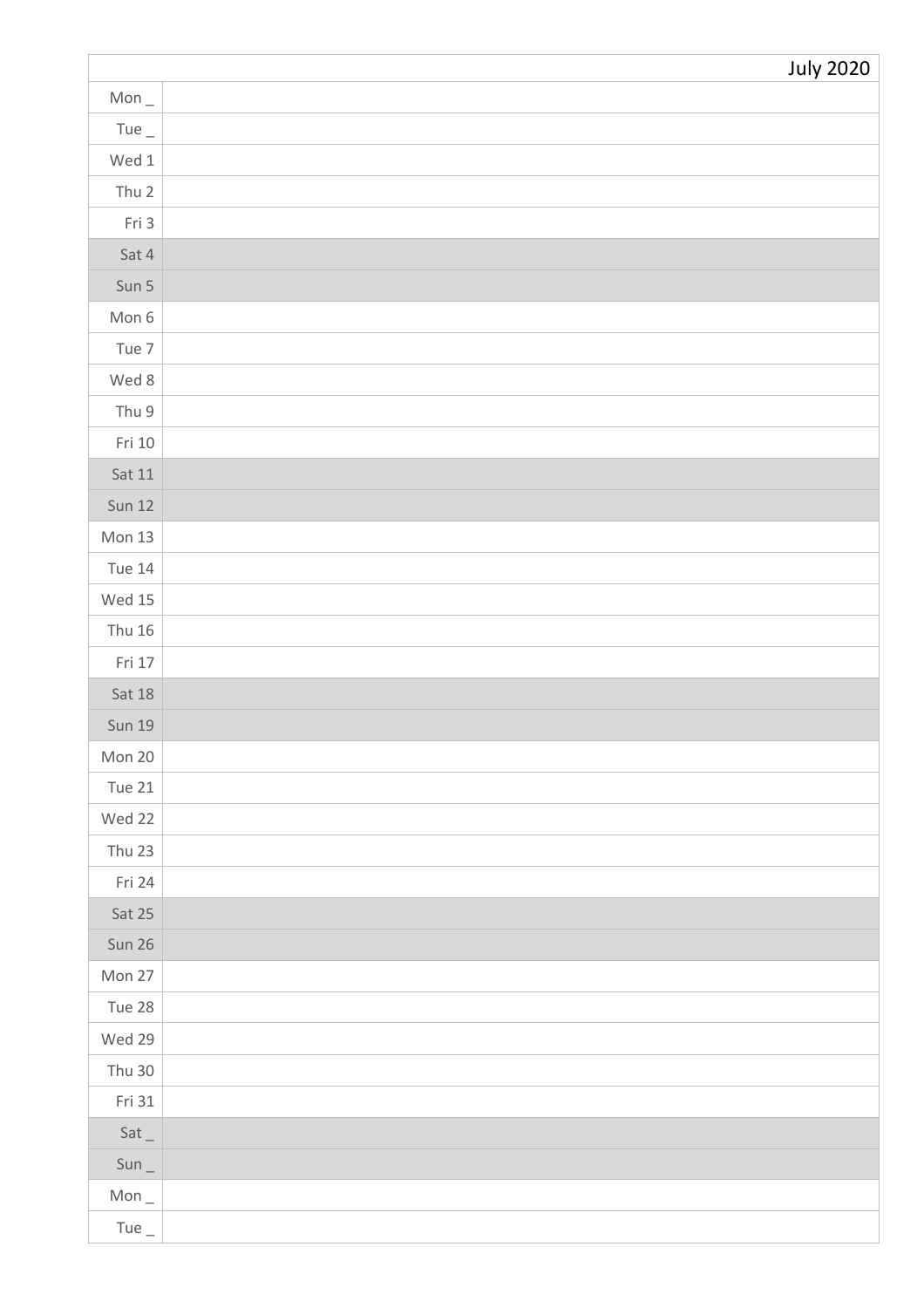| | July 2020 |
|---|---|
| Mon _ | |
| Tue _ | |
| Wed 1 | |
| Thu 2 | |
| Fri 3 | |
| Sat 4 | |
| Sun 5 | |
| Mon 6 | |
| Tue 7 | |
| Wed 8 | |
| Thu 9 | |
| Fri 10 | |
| Sat 11 | |
| Sun 12 | |
| Mon 13 | |
| Tue 14 | |
| Wed 15 | |
| Thu 16 | |
| Fri 17 | |
| Sat 18 | |
| Sun 19 | |
| Mon 20 | |
| Tue 21 | |
| Wed 22 | |
| Thu 23 | |
| Fri 24 | |
| Sat 25 | |
| Sun 26 | |
| Mon 27 | |
| Tue 28 | |
| Wed 29 | |
| Thu 30 | |
| Fri 31 | |
| Sat _ | |
| Sun _ | |
| Mon _ | |
| Tue _ | |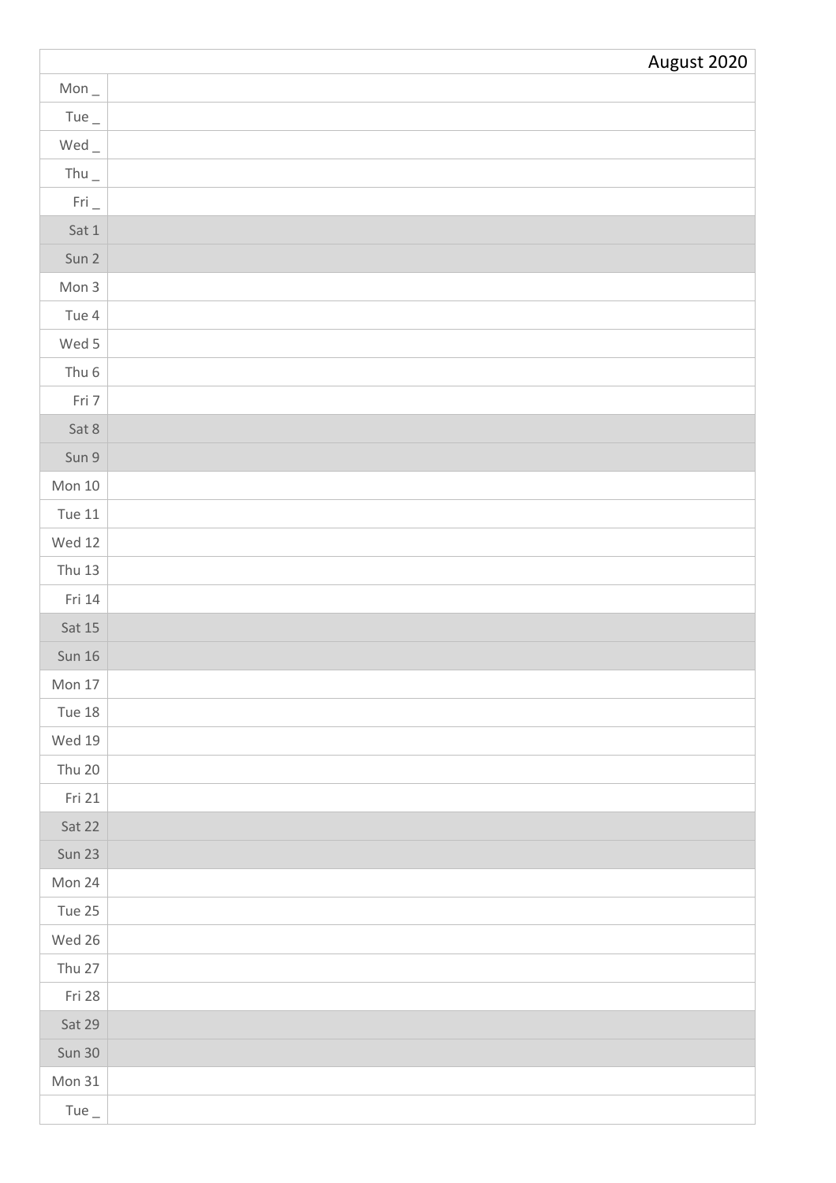| | August 2020 |
|---|---|
| Mon _ | |
| Tue _ | |
| Wed _ | |
| Thu _ | |
| Fri _ | |
| Sat 1 | |
| Sun 2 | |
| Mon 3 | |
| Tue 4 | |
| Wed 5 | |
| Thu 6 | |
| Fri 7 | |
| Sat 8 | |
| Sun 9 | |
| Mon 10 | |
| Tue 11 | |
| Wed 12 | |
| Thu 13 | |
| Fri 14 | |
| Sat 15 | |
| Sun 16 | |
| Mon 17 | |
| Tue 18 | |
| Wed 19 | |
| Thu 20 | |
| Fri 21 | |
| Sat 22 | |
| Sun 23 | |
| Mon 24 | |
| Tue 25 | |
| Wed 26 | |
| Thu 27 | |
| Fri 28 | |
| Sat 29 | |
| Sun 30 | |
| Mon 31 | |
| Tue _ | |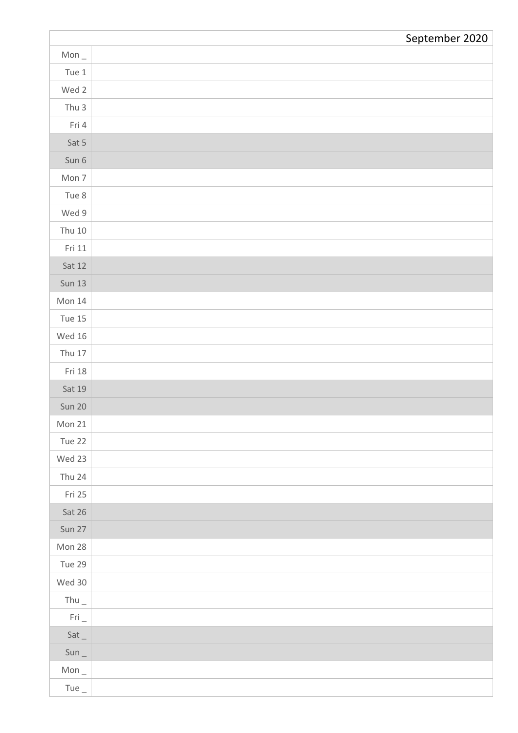| | September 2020 |
|---|---|
| Mon _ | |
| Tue 1 | |
| Wed 2 | |
| Thu 3 | |
| Fri 4 | |
| Sat 5 | |
| Sun 6 | |
| Mon 7 | |
| Tue 8 | |
| Wed 9 | |
| Thu 10 | |
| Fri 11 | |
| Sat 12 | |
| Sun 13 | |
| Mon 14 | |
| Tue 15 | |
| Wed 16 | |
| Thu 17 | |
| Fri 18 | |
| Sat 19 | |
| Sun 20 | |
| Mon 21 | |
| Tue 22 | |
| Wed 23 | |
| Thu 24 | |
| Fri 25 | |
| Sat 26 | |
| Sun 27 | |
| Mon 28 | |
| Tue 29 | |
| Wed 30 | |
| Thu _ | |
| Fri _ | |
| Sat _ | |
| Sun _ | |
| Mon _ | |
| Tue _ | |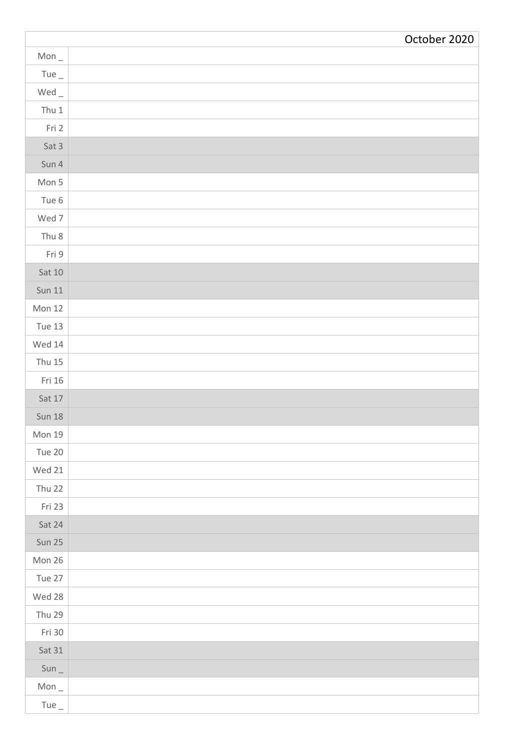| | October 2020 |
|---|---|
| Mon _ | |
| Tue _ | |
| Wed _ | |
| Thu 1 | |
| Fri 2 | |
| Sat 3 | |
| Sun 4 | |
| Mon 5 | |
| Tue 6 | |
| Wed 7 | |
| Thu 8 | |
| Fri 9 | |
| Sat 10 | |
| Sun 11 | |
| Mon 12 | |
| Tue 13 | |
| Wed 14 | |
| Thu 15 | |
| Fri 16 | |
| Sat 17 | |
| Sun 18 | |
| Mon 19 | |
| Tue 20 | |
| Wed 21 | |
| Thu 22 | |
| Fri 23 | |
| Sat 24 | |
| Sun 25 | |
| Mon 26 | |
| Tue 27 | |
| Wed 28 | |
| Thu 29 | |
| Fri 30 | |
| Sat 31 | |
| Sun _ | |
| Mon _ | |
| Tue _ | |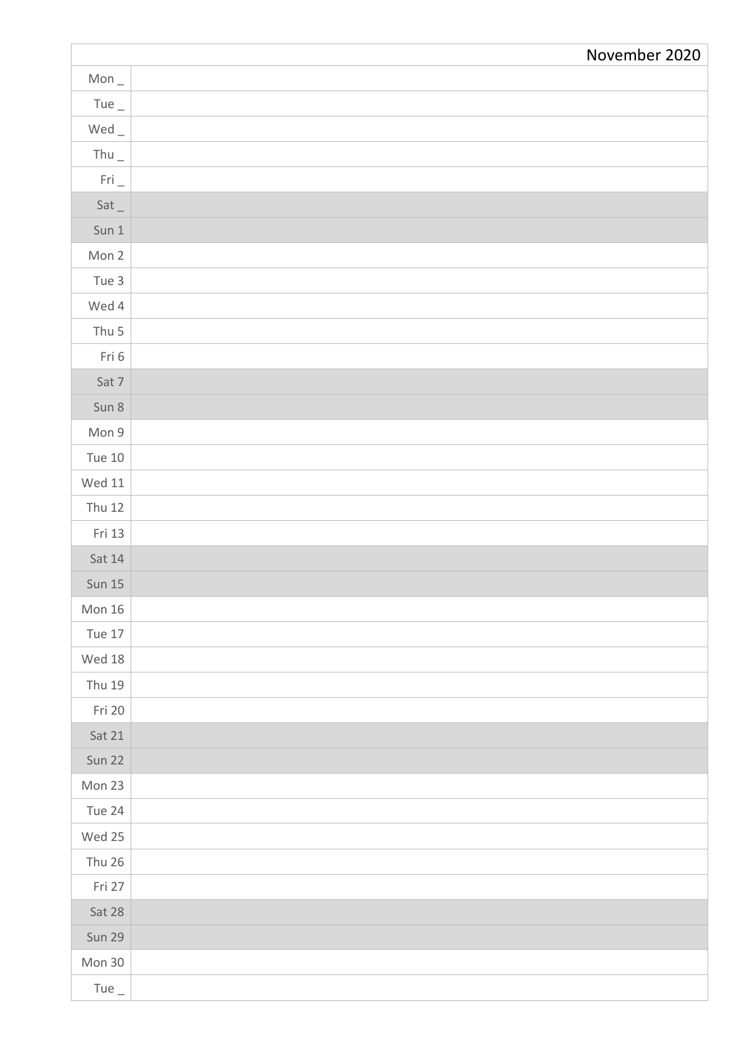| | November 2020 |
|---|---|
| Mon _ | |
| Tue _ | |
| Wed _ | |
| Thu _ | |
| Fri _ | |
| Sat _ | |
| Sun 1 | |
| Mon 2 | |
| Tue 3 | |
| Wed 4 | |
| Thu 5 | |
| Fri 6 | |
| Sat 7 | |
| Sun 8 | |
| Mon 9 | |
| Tue 10 | |
| Wed 11 | |
| Thu 12 | |
| Fri 13 | |
| Sat 14 | |
| Sun 15 | |
| Mon 16 | |
| Tue 17 | |
| Wed 18 | |
| Thu 19 | |
| Fri 20 | |
| Sat 21 | |
| Sun 22 | |
| Mon 23 | |
| Tue 24 | |
| Wed 25 | |
| Thu 26 | |
| Fri 27 | |
| Sat 28 | |
| Sun 29 | |
| Mon 30 | |
| Tue _ | |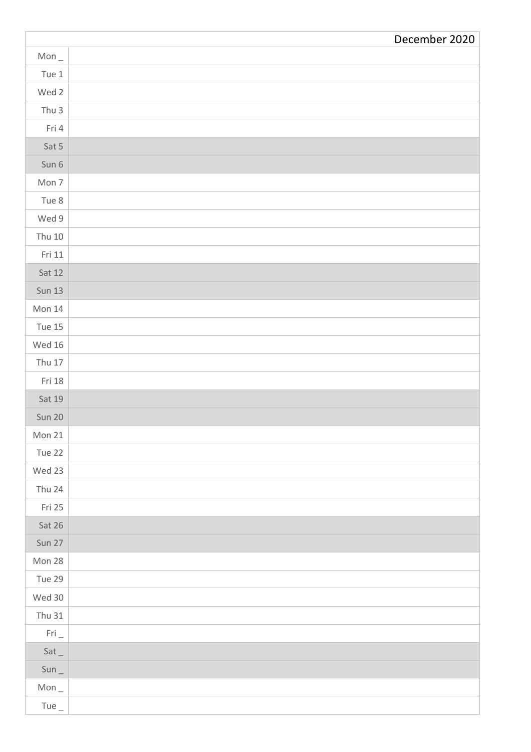| | December 2020 |
|---|---|
| Mon _ | |
| Tue 1 | |
| Wed 2 | |
| Thu 3 | |
| Fri 4 | |
| Sat 5 | |
| Sun 6 | |
| Mon 7 | |
| Tue 8 | |
| Wed 9 | |
| Thu 10 | |
| Fri 11 | |
| Sat 12 | |
| Sun 13 | |
| Mon 14 | |
| Tue 15 | |
| Wed 16 | |
| Thu 17 | |
| Fri 18 | |
| Sat 19 | |
| Sun 20 | |
| Mon 21 | |
| Tue 22 | |
| Wed 23 | |
| Thu 24 | |
| Fri 25 | |
| Sat 26 | |
| Sun 27 | |
| Mon 28 | |
| Tue 29 | |
| Wed 30 | |
| Thu 31 | |
| Fri _ | |
| Sat _ | |
| Sun _ | |
| Mon _ | |
| Tue _ | |